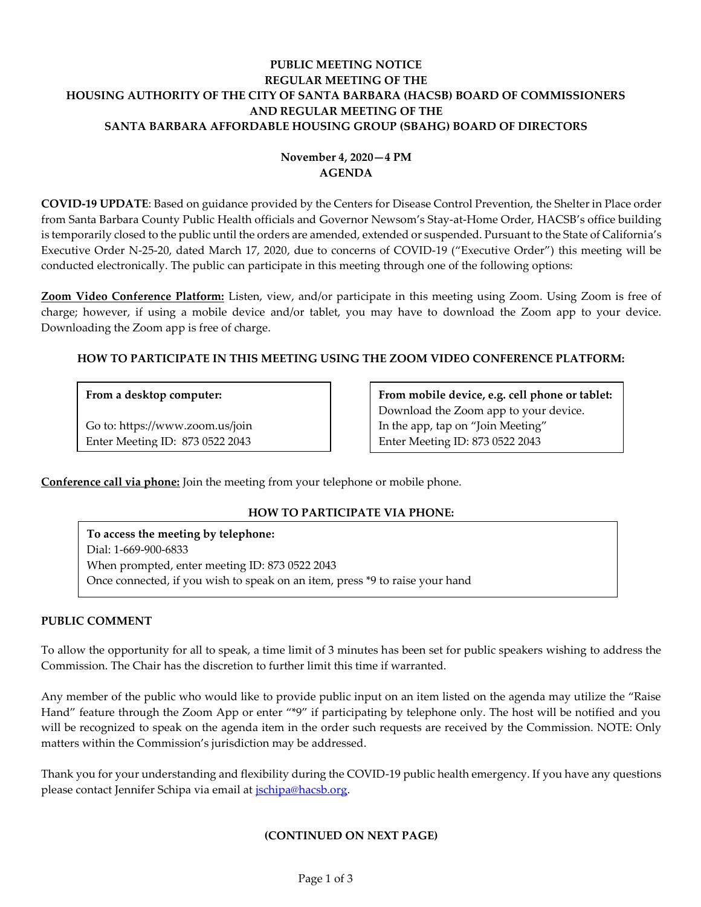# PUBLIC MEETING NOTICE
# REGULAR MEETING OF THE
# HOUSING AUTHORITY OF THE CITY OF SANTA BARBARA (HACSB) BOARD OF COMMISSIONERS
# AND REGULAR MEETING OF THE
# SANTA BARBARA AFFORDABLE HOUSING GROUP (SBAHG) BOARD OF DIRECTORS

**November 4, 2020—4 PM**
**AGENDA**

**COVID-19 UPDATE**: Based on guidance provided by the Centers for Disease Control Prevention, the Shelter in Place order from Santa Barbara County Public Health officials and Governor Newsom's Stay-at-Home Order, HACSB's office building is temporarily closed to the public until the orders are amended, extended or suspended. Pursuant to the State of California's Executive Order N-25-20, dated March 17, 2020, due to concerns of COVID-19 ("Executive Order") this meeting will be conducted electronically. The public can participate in this meeting through one of the following options:

**Zoom Video Conference Platform:** Listen, view, and/or participate in this meeting using Zoom. Using Zoom is free of charge; however, if using a mobile device and/or tablet, you may have to download the Zoom app to your device. Downloading the Zoom app is free of charge.

### HOW TO PARTICIPATE IN THIS MEETING USING THE ZOOM VIDEO CONFERENCE PLATFORM:

**From a desktop computer:**

Go to: https://www.zoom.us/join
Enter Meeting ID: 873 0522 2043

**From mobile device, e.g. cell phone or tablet:**
Download the Zoom app to your device.
In the app, tap on "Join Meeting"
Enter Meeting ID: 873 0522 2043

**Conference call via phone:** Join the meeting from your telephone or mobile phone.

### HOW TO PARTICIPATE VIA PHONE:

**To access the meeting by telephone:**
Dial: 1-669-900-6833
When prompted, enter meeting ID: 873 0522 2043
Once connected, if you wish to speak on an item, press *9 to raise your hand

### PUBLIC COMMENT

To allow the opportunity for all to speak, a time limit of 3 minutes has been set for public speakers wishing to address the Commission. The Chair has the discretion to further limit this time if warranted.

Any member of the public who would like to provide public input on an item listed on the agenda may utilize the "Raise Hand" feature through the Zoom App or enter "*9" if participating by telephone only. The host will be notified and you will be recognized to speak on the agenda item in the order such requests are received by the Commission. NOTE: Only matters within the Commission's jurisdiction may be addressed.

Thank you for your understanding and flexibility during the COVID-19 public health emergency. If you have any questions please contact Jennifer Schipa via email at jschipa@hacsb.org.

**(CONTINUED ON NEXT PAGE)**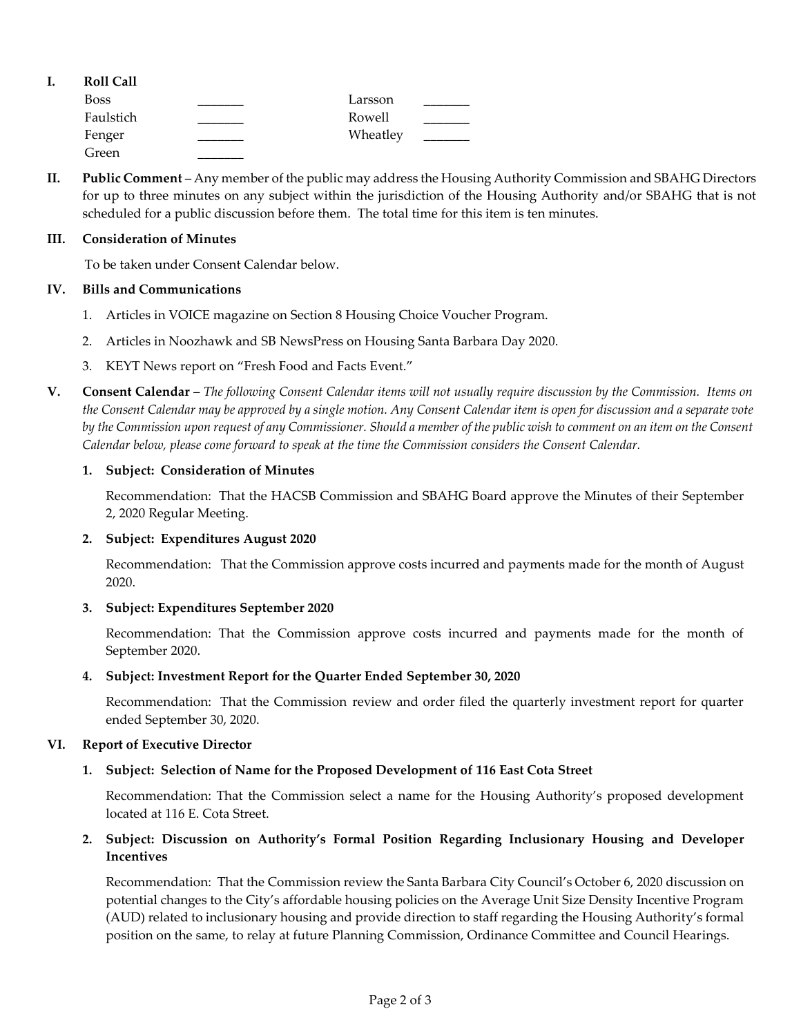**I. Roll Call**

| | | | |
|---|---|---|---|
| Boss | _______ | Larsson | _______ |
| Faulstich | _______ | Rowell | _______ |
| Fenger | _______ | Wheatley | _______ |
| Green | _______ | | |

**II. Public Comment** – Any member of the public may address the Housing Authority Commission and SBAHG Directors for up to three minutes on any subject within the jurisdiction of the Housing Authority and/or SBAHG that is not scheduled for a public discussion before them. The total time for this item is ten minutes.

**III. Consideration of Minutes**

To be taken under Consent Calendar below.

**IV. Bills and Communications**

1. Articles in VOICE magazine on Section 8 Housing Choice Voucher Program.
2. Articles in Noozhawk and SB NewsPress on Housing Santa Barbara Day 2020.
3. KEYT News report on "Fresh Food and Facts Event."

**V. Consent Calendar** – *The following Consent Calendar items will not usually require discussion by the Commission. Items on the Consent Calendar may be approved by a single motion. Any Consent Calendar item is open for discussion and a separate vote by the Commission upon request of any Commissioner. Should a member of the public wish to comment on an item on the Consent Calendar below, please come forward to speak at the time the Commission considers the Consent Calendar.*

**1. Subject: Consideration of Minutes**

Recommendation: That the HACSB Commission and SBAHG Board approve the Minutes of their September 2, 2020 Regular Meeting.

**2. Subject: Expenditures August 2020**

Recommendation: That the Commission approve costs incurred and payments made for the month of August 2020.

**3. Subject: Expenditures September 2020**

Recommendation: That the Commission approve costs incurred and payments made for the month of September 2020.

**4. Subject: Investment Report for the Quarter Ended September 30, 2020**

Recommendation: That the Commission review and order filed the quarterly investment report for quarter ended September 30, 2020.

**VI. Report of Executive Director**

**1. Subject: Selection of Name for the Proposed Development of 116 East Cota Street**

Recommendation: That the Commission select a name for the Housing Authority's proposed development located at 116 E. Cota Street.

**2. Subject: Discussion on Authority's Formal Position Regarding Inclusionary Housing and Developer Incentives**

Recommendation: That the Commission review the Santa Barbara City Council's October 6, 2020 discussion on potential changes to the City's affordable housing policies on the Average Unit Size Density Incentive Program (AUD) related to inclusionary housing and provide direction to staff regarding the Housing Authority's formal position on the same, to relay at future Planning Commission, Ordinance Committee and Council Hearings.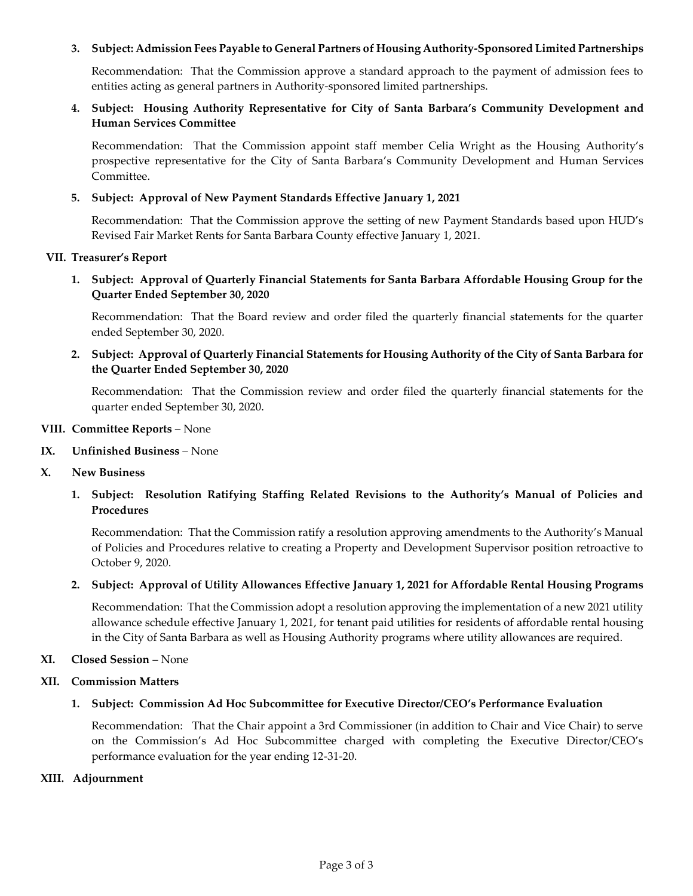3. **Subject: Admission Fees Payable to General Partners of Housing Authority-Sponsored Limited Partnerships**

   Recommendation: That the Commission approve a standard approach to the payment of admission fees to entities acting as general partners in Authority-sponsored limited partnerships.

4. **Subject: Housing Authority Representative for City of Santa Barbara's Community Development and Human Services Committee**

   Recommendation: That the Commission appoint staff member Celia Wright as the Housing Authority's prospective representative for the City of Santa Barbara's Community Development and Human Services Committee.

5. **Subject: Approval of New Payment Standards Effective January 1, 2021**

   Recommendation: That the Commission approve the setting of new Payment Standards based upon HUD's Revised Fair Market Rents for Santa Barbara County effective January 1, 2021.

## VII. Treasurer's Report

1. **Subject: Approval of Quarterly Financial Statements for Santa Barbara Affordable Housing Group for the Quarter Ended September 30, 2020**

   Recommendation: That the Board review and order filed the quarterly financial statements for the quarter ended September 30, 2020.

2. **Subject: Approval of Quarterly Financial Statements for Housing Authority of the City of Santa Barbara for the Quarter Ended September 30, 2020**

   Recommendation: That the Commission review and order filed the quarterly financial statements for the quarter ended September 30, 2020.

## VIII. Committee Reports – None

## IX. Unfinished Business – None

## X. New Business

1. **Subject: Resolution Ratifying Staffing Related Revisions to the Authority's Manual of Policies and Procedures**

   Recommendation: That the Commission ratify a resolution approving amendments to the Authority's Manual of Policies and Procedures relative to creating a Property and Development Supervisor position retroactive to October 9, 2020.

2. **Subject: Approval of Utility Allowances Effective January 1, 2021 for Affordable Rental Housing Programs**

   Recommendation: That the Commission adopt a resolution approving the implementation of a new 2021 utility allowance schedule effective January 1, 2021, for tenant paid utilities for residents of affordable rental housing in the City of Santa Barbara as well as Housing Authority programs where utility allowances are required.

## XI. Closed Session – None

## XII. Commission Matters

1. **Subject: Commission Ad Hoc Subcommittee for Executive Director/CEO's Performance Evaluation**

   Recommendation: That the Chair appoint a 3rd Commissioner (in addition to Chair and Vice Chair) to serve on the Commission's Ad Hoc Subcommittee charged with completing the Executive Director/CEO's performance evaluation for the year ending 12-31-20.

## XIII. Adjournment